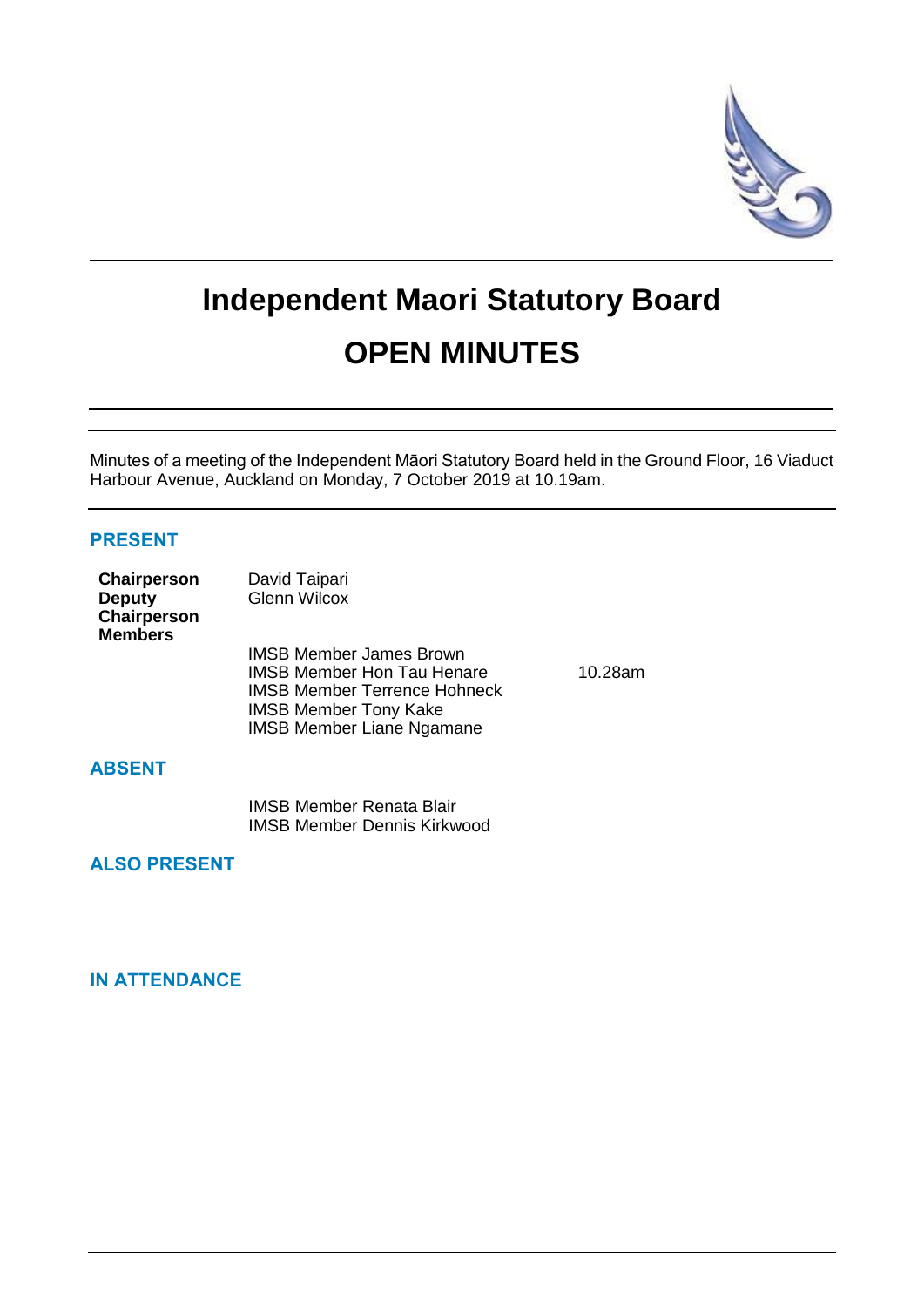# Independent Maori Statutory Board

# OPEN MINUTES

Minutes of a meeting of the Independent Māori Statutory Board held in the Ground Floor, 16 Viaduct Harbour Avenue, Auckland on Monday, 7 October 2019 at 10.19am.

## PRESENT

| | | |
|---|---|---|
| **Chairperson** | David Taipari | |
| **Deputy Chairperson** | Glenn Wilcox | |
| **Members** | IMSB Member James Brown | |
| | IMSB Member Hon Tau Henare | 10.28am |
| | IMSB Member Terrence Hohneck | |
| | IMSB Member Tony Kake | |
| | IMSB Member Liane Ngamane | |

## ABSENT

IMSB Member Renata Blair
IMSB Member Dennis Kirkwood

## ALSO PRESENT

## IN ATTENDANCE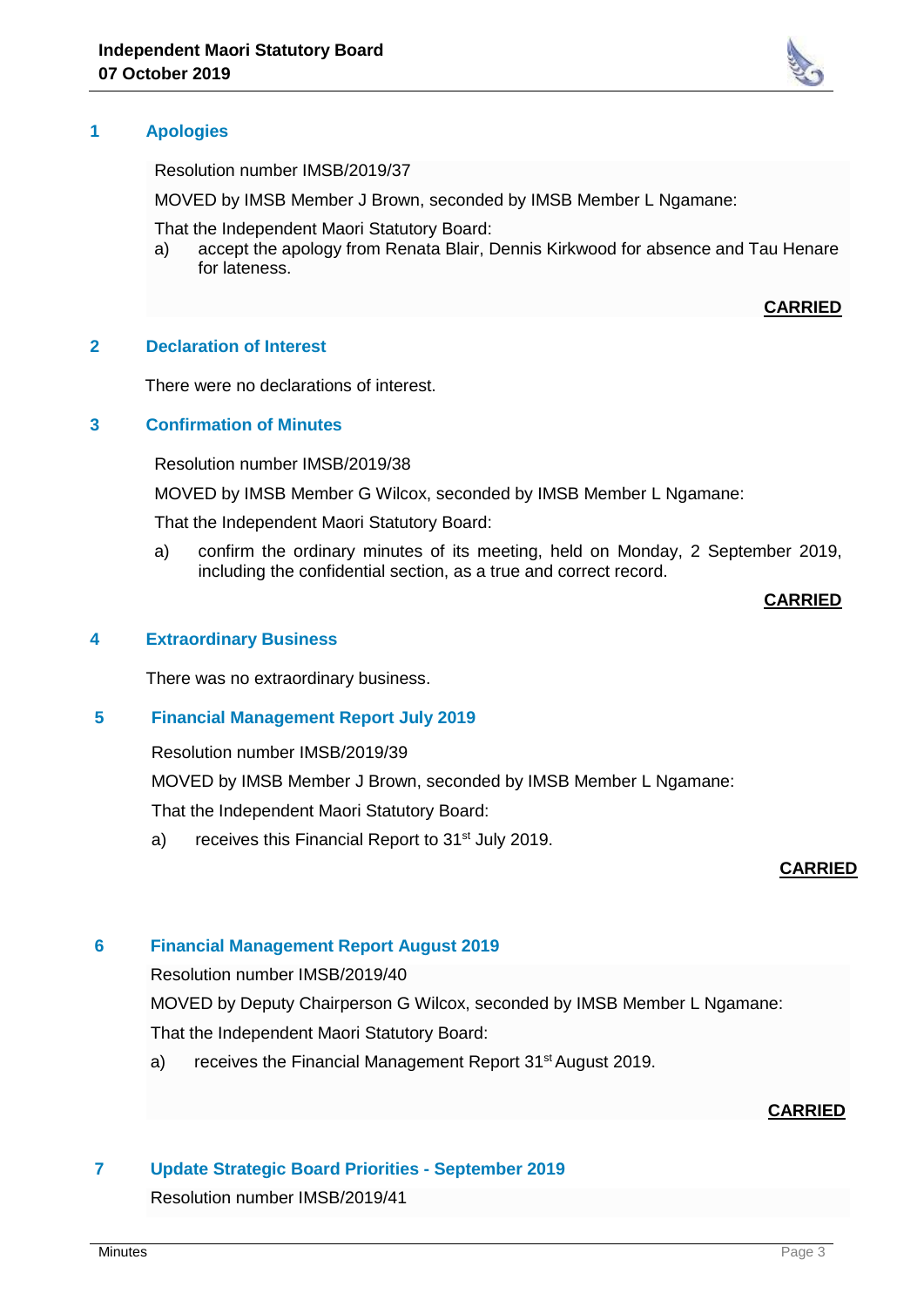## 1 Apologies

Resolution number IMSB/2019/37

MOVED by IMSB Member J Brown, seconded by IMSB Member L Ngamane:

That the Independent Maori Statutory Board:

a) accept the apology from Renata Blair, Dennis Kirkwood for absence and Tau Henare for lateness.

**CARRIED**

## 2 Declaration of Interest

There were no declarations of interest.

## 3 Confirmation of Minutes

Resolution number IMSB/2019/38

MOVED by IMSB Member G Wilcox, seconded by IMSB Member L Ngamane:

That the Independent Maori Statutory Board:

a) confirm the ordinary minutes of its meeting, held on Monday, 2 September 2019, including the confidential section, as a true and correct record.

**CARRIED**

## 4 Extraordinary Business

There was no extraordinary business.

## 5 Financial Management Report July 2019

Resolution number IMSB/2019/39

MOVED by IMSB Member J Brown, seconded by IMSB Member L Ngamane:

That the Independent Maori Statutory Board:

a) receives this Financial Report to 31st July 2019.

**CARRIED**

## 6 Financial Management Report August 2019

Resolution number IMSB/2019/40

MOVED by Deputy Chairperson G Wilcox, seconded by IMSB Member L Ngamane:

That the Independent Maori Statutory Board:

a) receives the Financial Management Report 31st August 2019.

**CARRIED**

## 7 Update Strategic Board Priorities - September 2019

Resolution number IMSB/2019/41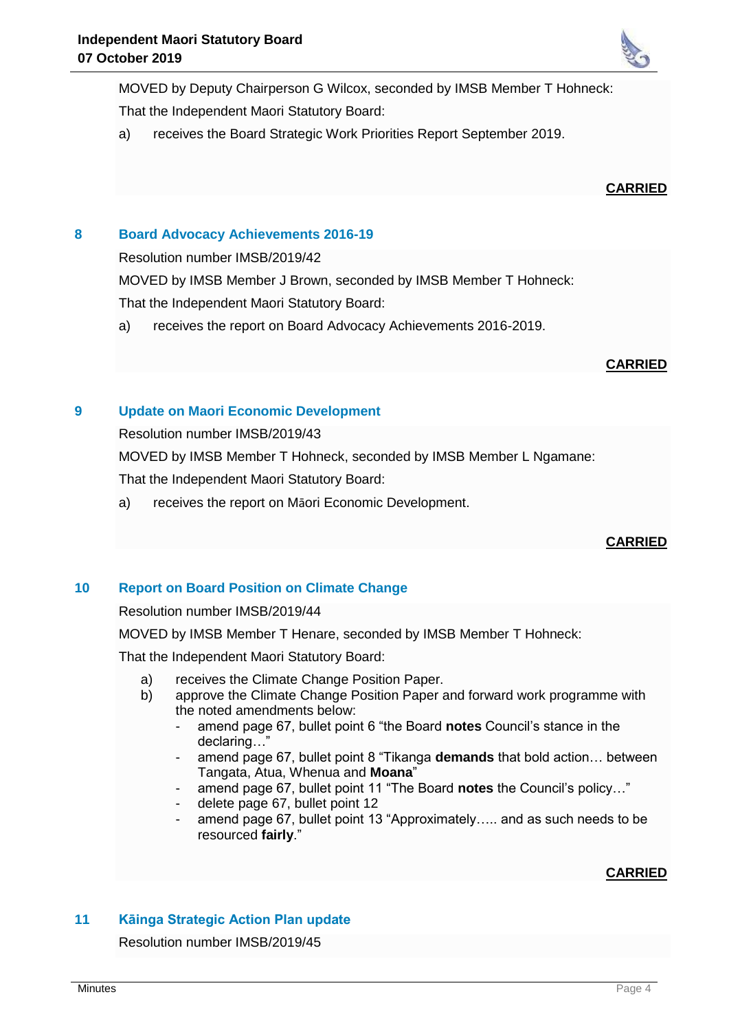MOVED by Deputy Chairperson G Wilcox, seconded by IMSB Member T Hohneck:

That the Independent Maori Statutory Board:

a) receives the Board Strategic Work Priorities Report September 2019.

**CARRIED**

## 8 Board Advocacy Achievements 2016-19

Resolution number IMSB/2019/42

MOVED by IMSB Member J Brown, seconded by IMSB Member T Hohneck:

That the Independent Maori Statutory Board:

a) receives the report on Board Advocacy Achievements 2016-2019.

**CARRIED**

## 9 Update on Maori Economic Development

Resolution number IMSB/2019/43

MOVED by IMSB Member T Hohneck, seconded by IMSB Member L Ngamane:

That the Independent Maori Statutory Board:

a) receives the report on Māori Economic Development.

**CARRIED**

## 10 Report on Board Position on Climate Change

Resolution number IMSB/2019/44

MOVED by IMSB Member T Henare, seconded by IMSB Member T Hohneck:

That the Independent Maori Statutory Board:

a) receives the Climate Change Position Paper.

b) approve the Climate Change Position Paper and forward work programme with the noted amendments below:
   - amend page 67, bullet point 6 "the Board **notes** Council's stance in the declaring…"
   - amend page 67, bullet point 8 "Tikanga **demands** that bold action… between Tangata, Atua, Whenua and **Moana**"
   - amend page 67, bullet point 11 "The Board **notes** the Council's policy…"
   - delete page 67, bullet point 12
   - amend page 67, bullet point 13 "Approximately….. and as such needs to be resourced **fairly**."

**CARRIED**

## 11 Kāinga Strategic Action Plan update

Resolution number IMSB/2019/45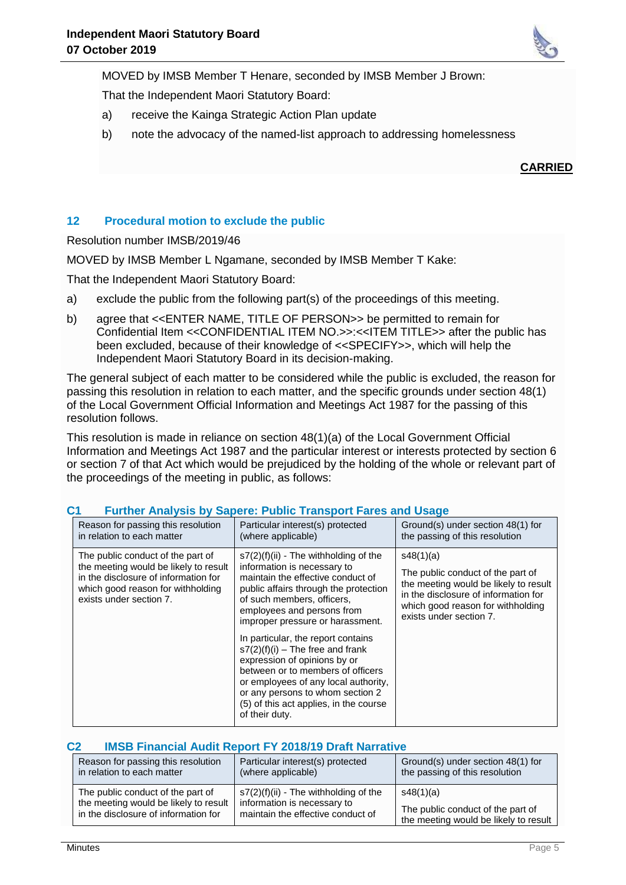MOVED by IMSB Member T Henare, seconded by IMSB Member J Brown:

That the Independent Maori Statutory Board:

a) receive the Kainga Strategic Action Plan update

b) note the advocacy of the named-list approach to addressing homelessness

**CARRIED**

## 12 Procedural motion to exclude the public

Resolution number IMSB/2019/46

MOVED by IMSB Member L Ngamane, seconded by IMSB Member T Kake:

That the Independent Maori Statutory Board:

a) exclude the public from the following part(s) of the proceedings of this meeting.

b) agree that <<ENTER NAME, TITLE OF PERSON>> be permitted to remain for Confidential Item <<CONFIDENTIAL ITEM NO.>>:<<ITEM TITLE>> after the public has been excluded, because of their knowledge of <<SPECIFY>>, which will help the Independent Maori Statutory Board in its decision-making.

The general subject of each matter to be considered while the public is excluded, the reason for passing this resolution in relation to each matter, and the specific grounds under section 48(1) of the Local Government Official Information and Meetings Act 1987 for the passing of this resolution follows.

This resolution is made in reliance on section 48(1)(a) of the Local Government Official Information and Meetings Act 1987 and the particular interest or interests protected by section 6 or section 7 of that Act which would be prejudiced by the holding of the whole or relevant part of the proceedings of the meeting in public, as follows:

### C1 Further Analysis by Sapere: Public Transport Fares and Usage

| Reason for passing this resolution in relation to each matter | Particular interest(s) protected (where applicable) | Ground(s) under section 48(1) for the passing of this resolution |
|---|---|---|
| The public conduct of the part of the meeting would be likely to result in the disclosure of information for which good reason for withholding exists under section 7. | s7(2)(f)(ii) - The withholding of the information is necessary to maintain the effective conduct of public affairs through the protection of such members, officers, employees and persons from improper pressure or harassment.<br><br>In particular, the report contains s7(2)(f)(i) – The free and frank expression of opinions by or between or to members of officers or employees of any local authority, or any persons to whom section 2 (5) of this act applies, in the course of their duty. | s48(1)(a)<br><br>The public conduct of the part of the meeting would be likely to result in the disclosure of information for which good reason for withholding exists under section 7. |

### C2 IMSB Financial Audit Report FY 2018/19 Draft Narrative

| Reason for passing this resolution in relation to each matter | Particular interest(s) protected (where applicable) | Ground(s) under section 48(1) for the passing of this resolution |
|---|---|---|
| The public conduct of the part of the meeting would be likely to result in the disclosure of information for | s7(2)(f)(ii) - The withholding of the information is necessary to maintain the effective conduct of | s48(1)(a)<br><br>The public conduct of the part of the meeting would be likely to result |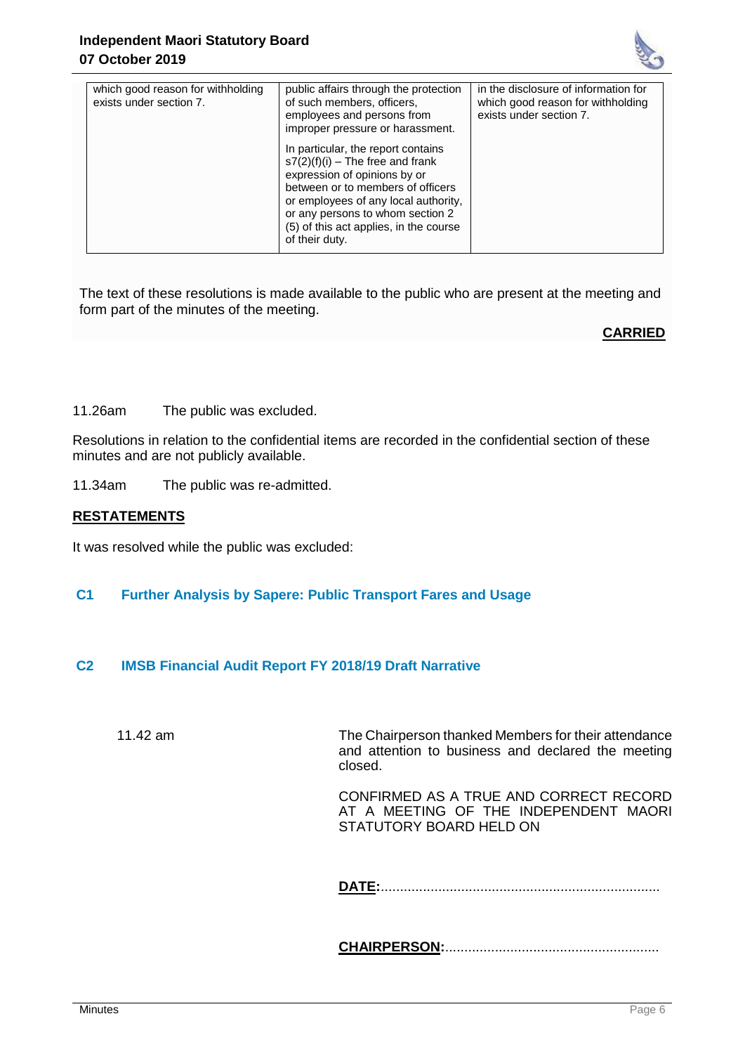| | | |
|---|---|---|
| which good reason for withholding exists under section 7. | public affairs through the protection of such members, officers, employees and persons from improper pressure or harassment.<br><br>In particular, the report contains s7(2)(f)(i) – The free and frank expression of opinions by or between or to members of officers or employees of any local authority, or any persons to whom section 2 (5) of this act applies, in the course of their duty. | in the disclosure of information for which good reason for withholding exists under section 7. |

The text of these resolutions is made available to the public who are present at the meeting and form part of the minutes of the meeting.

**CARRIED**

11.26am The public was excluded.

Resolutions in relation to the confidential items are recorded in the confidential section of these minutes and are not publicly available.

11.34am The public was re-admitted.

**RESTATEMENTS**

It was resolved while the public was excluded:

### C1 Further Analysis by Sapere: Public Transport Fares and Usage

### C2 IMSB Financial Audit Report FY 2018/19 Draft Narrative

11.42 am The Chairperson thanked Members for their attendance and attention to business and declared the meeting closed.

CONFIRMED AS A TRUE AND CORRECT RECORD AT A MEETING OF THE INDEPENDENT MAORI STATUTORY BOARD HELD ON

**DATE:**.........................................................................

**CHAIRPERSON:**........................................................